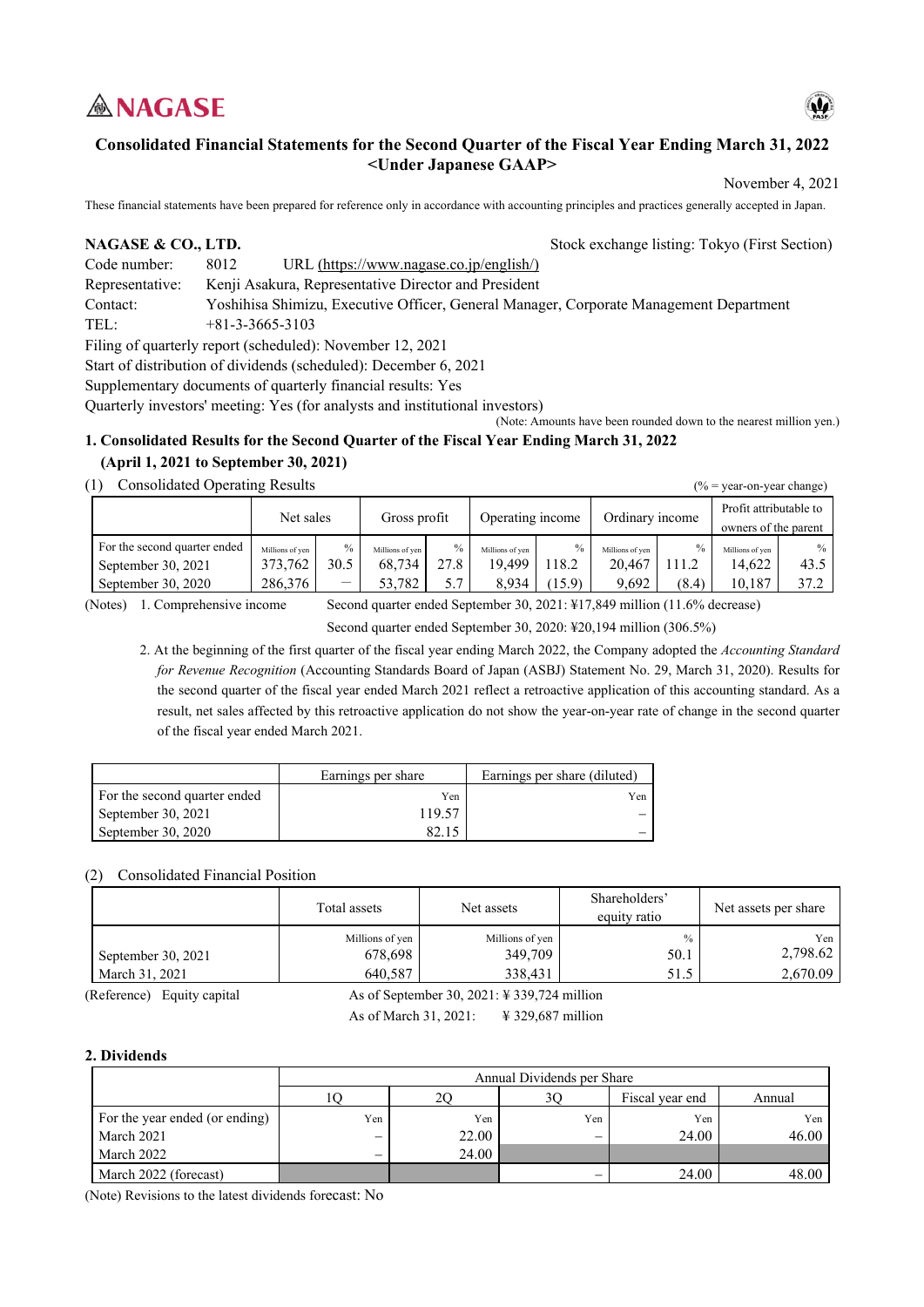NAGASE

# Consolidated Financial Statements for the Second Quarter of the Fiscal Year Ending March 31, 2022 <Under Japanese GAAP>

November 4, 2021

These financial statements have been prepared for reference only in accordance with accounting principles and practices generally accepted in Japan.

**NAGASE & CO., LTD.** Stock exchange listing: Tokyo (First Section)

Code number: 8012 URL (https://www.nagase.co.jp/english/)

Representative: Kenji Asakura, Representative Director and President

Contact: Yoshihisa Shimizu, Executive Officer, General Manager, Corporate Management Department

TEL: +81-3-3665-3103

Filing of quarterly report (scheduled): November 12, 2021

Start of distribution of dividends (scheduled): December 6, 2021

Supplementary documents of quarterly financial results: Yes

Quarterly investors' meeting: Yes (for analysts and institutional investors)

(Note: Amounts have been rounded down to the nearest million yen.)

## 1. Consolidated Results for the Second Quarter of the Fiscal Year Ending March 31, 2022 (April 1, 2021 to September 30, 2021)

(1) Consolidated Operating Results (% = year-on-year change)

| | Net sales | | Gross profit | | Operating income | | Ordinary income | | Profit attributable to owners of the parent | |
|---|---|---|---|---|---|---|---|---|---|---|
| For the second quarter ended | Millions of yen | % | Millions of yen | % | Millions of yen | % | Millions of yen | % | Millions of yen | % |
| September 30, 2021 | 373,762 | 30.5 | 68,734 | 27.8 | 19,499 | 118.2 | 20,467 | 111.2 | 14,622 | 43.5 |
| September 30, 2020 | 286,376 | – | 53,782 | 5.7 | 8,934 | (15.9) | 9,692 | (8.4) | 10,187 | 37.2 |

(Notes) 1. Comprehensive income Second quarter ended September 30, 2021: ¥17,849 million (11.6% decrease)
Second quarter ended September 30, 2020: ¥20,194 million (306.5%)

2. At the beginning of the first quarter of the fiscal year ending March 2022, the Company adopted the *Accounting Standard for Revenue Recognition* (Accounting Standards Board of Japan (ASBJ) Statement No. 29, March 31, 2020). Results for the second quarter of the fiscal year ended March 2021 reflect a retroactive application of this accounting standard. As a result, net sales affected by this retroactive application do not show the year-on-year rate of change in the second quarter of the fiscal year ended March 2021.

| | Earnings per share | Earnings per share (diluted) |
|---|---|---|
| For the second quarter ended | Yen | Yen |
| September 30, 2021 | 119.57 | – |
| September 30, 2020 | 82.15 | – |

(2) Consolidated Financial Position

| | Total assets | Net assets | Shareholders' equity ratio | Net assets per share |
|---|---|---|---|---|
| | Millions of yen | Millions of yen | % | Yen |
| September 30, 2021 | 678,698 | 349,709 | 50.1 | 2,798.62 |
| March 31, 2021 | 640,587 | 338,431 | 51.5 | 2,670.09 |

(Reference) Equity capital As of September 30, 2021: ¥ 339,724 million
As of March 31, 2021: ¥ 329,687 million

## 2. Dividends

| | Annual Dividends per Share | | | | |
|---|---|---|---|---|---|
| | 1Q | 2Q | 3Q | Fiscal year end | Annual |
| For the year ended (or ending) | Yen | Yen | Yen | Yen | Yen |
| March 2021 | – | 22.00 | – | 24.00 | 46.00 |
| March 2022 | – | 24.00 | | | |
| March 2022 (forecast) | | | – | 24.00 | 48.00 |

(Note) Revisions to the latest dividends forecast: No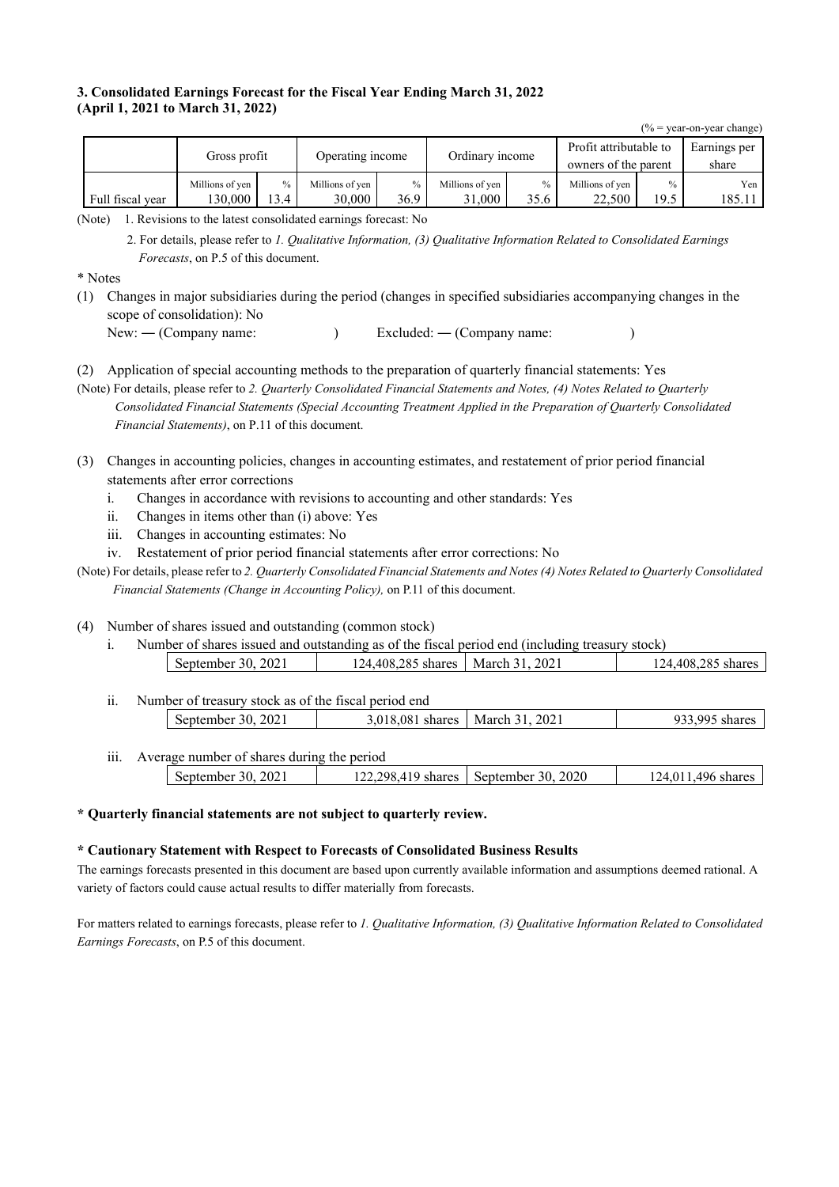### 3. Consolidated Earnings Forecast for the Fiscal Year Ending March 31, 2022
### (April 1, 2021 to March 31, 2022)

(% = year-on-year change)

| | Gross profit | | Operating income | | Ordinary income | | Profit attributable to owners of the parent | | Earnings per share |
|---|---|---|---|---|---|---|---|---|---|
| | Millions of yen | % | Millions of yen | % | Millions of yen | % | Millions of yen | % | Yen |
| Full fiscal year | 130,000 | 13.4 | 30,000 | 36.9 | 31,000 | 35.6 | 22,500 | 19.5 | 185.11 |

(Note) 1. Revisions to the latest consolidated earnings forecast: No

2. For details, please refer to *1. Qualitative Information, (3) Qualitative Information Related to Consolidated Earnings Forecasts*, on P.5 of this document.

\* Notes

(1) Changes in major subsidiaries during the period (changes in specified subsidiaries accompanying changes in the scope of consolidation): No
New: ― (Company name: ) Excluded: ― (Company name: )

(2) Application of special accounting methods to the preparation of quarterly financial statements: Yes

(Note) For details, please refer to *2. Quarterly Consolidated Financial Statements and Notes, (4) Notes Related to Quarterly Consolidated Financial Statements (Special Accounting Treatment Applied in the Preparation of Quarterly Consolidated Financial Statements)*, on P.11 of this document.

(3) Changes in accounting policies, changes in accounting estimates, and restatement of prior period financial statements after error corrections

i. Changes in accordance with revisions to accounting and other standards: Yes
ii. Changes in items other than (i) above: Yes
iii. Changes in accounting estimates: No
iv. Restatement of prior period financial statements after error corrections: No

(Note) For details, please refer to *2. Quarterly Consolidated Financial Statements and Notes (4) Notes Related to Quarterly Consolidated Financial Statements (Change in Accounting Policy),* on P.11 of this document.

(4) Number of shares issued and outstanding (common stock)

i. Number of shares issued and outstanding as of the fiscal period end (including treasury stock)

| September 30, 2021 | 124,408,285 shares | March 31, 2021 | 124,408,285 shares |
|---|---|---|---|

ii. Number of treasury stock as of the fiscal period end

| September 30, 2021 | 3,018,081 shares | March 31, 2021 | 933,995 shares |
|---|---|---|---|

iii. Average number of shares during the period

| September 30, 2021 | 122,298,419 shares | September 30, 2020 | 124,011,496 shares |
|---|---|---|---|

**\* Quarterly financial statements are not subject to quarterly review.**

**\* Cautionary Statement with Respect to Forecasts of Consolidated Business Results**

The earnings forecasts presented in this document are based upon currently available information and assumptions deemed rational. A variety of factors could cause actual results to differ materially from forecasts.

For matters related to earnings forecasts, please refer to *1. Qualitative Information, (3) Qualitative Information Related to Consolidated Earnings Forecasts*, on P.5 of this document.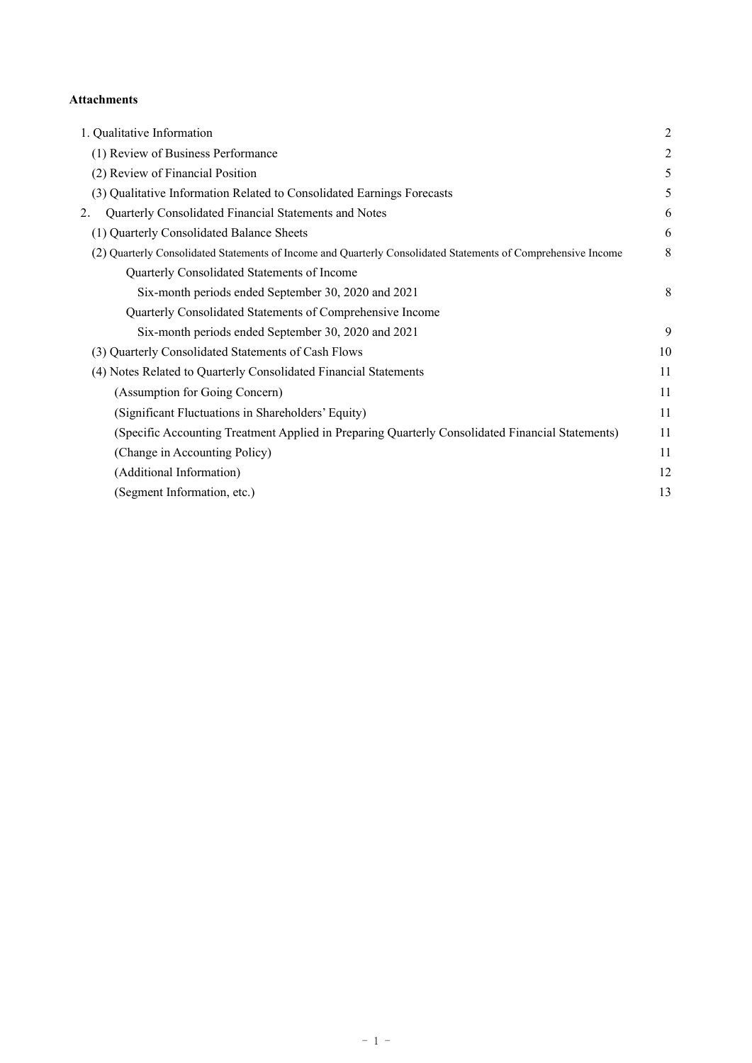**Attachments**

| | |
|---|---|
| 1. Qualitative Information | 2 |
| (1) Review of Business Performance | 2 |
| (2) Review of Financial Position | 5 |
| (3) Qualitative Information Related to Consolidated Earnings Forecasts | 5 |
| 2. Quarterly Consolidated Financial Statements and Notes | 6 |
| (1) Quarterly Consolidated Balance Sheets | 6 |
| (2) Quarterly Consolidated Statements of Income and Quarterly Consolidated Statements of Comprehensive Income | 8 |
| Quarterly Consolidated Statements of Income | |
| Six-month periods ended September 30, 2020 and 2021 | 8 |
| Quarterly Consolidated Statements of Comprehensive Income | |
| Six-month periods ended September 30, 2020 and 2021 | 9 |
| (3) Quarterly Consolidated Statements of Cash Flows | 10 |
| (4) Notes Related to Quarterly Consolidated Financial Statements | 11 |
| (Assumption for Going Concern) | 11 |
| (Significant Fluctuations in Shareholders' Equity) | 11 |
| (Specific Accounting Treatment Applied in Preparing Quarterly Consolidated Financial Statements) | 11 |
| (Change in Accounting Policy) | 11 |
| (Additional Information) | 12 |
| (Segment Information, etc.) | 13 |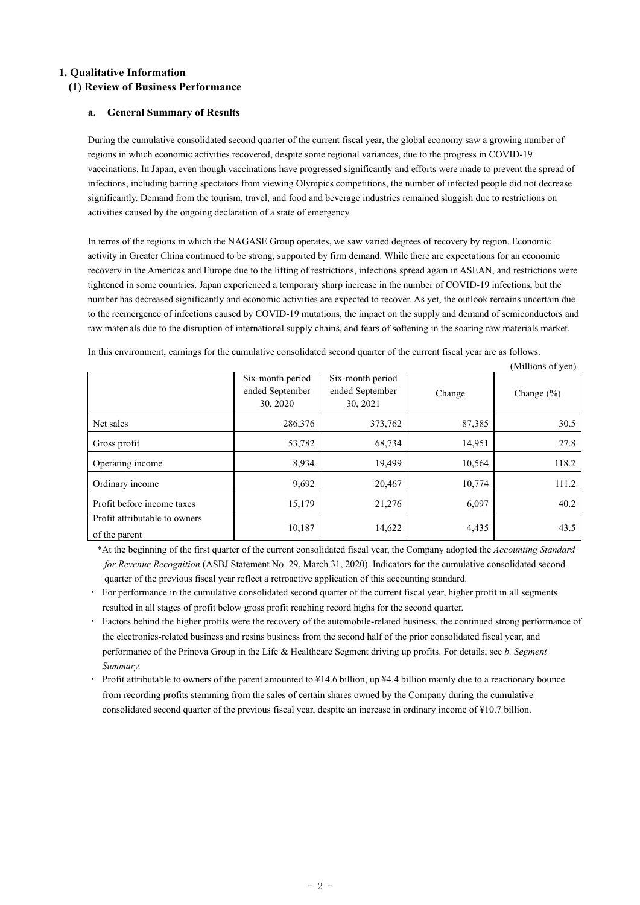# 1. Qualitative Information

## (1) Review of Business Performance

### a. General Summary of Results

During the cumulative consolidated second quarter of the current fiscal year, the global economy saw a growing number of regions in which economic activities recovered, despite some regional variances, due to the progress in COVID-19 vaccinations. In Japan, even though vaccinations have progressed significantly and efforts were made to prevent the spread of infections, including barring spectators from viewing Olympics competitions, the number of infected people did not decrease significantly. Demand from the tourism, travel, and food and beverage industries remained sluggish due to restrictions on activities caused by the ongoing declaration of a state of emergency.

In terms of the regions in which the NAGASE Group operates, we saw varied degrees of recovery by region. Economic activity in Greater China continued to be strong, supported by firm demand. While there are expectations for an economic recovery in the Americas and Europe due to the lifting of restrictions, infections spread again in ASEAN, and restrictions were tightened in some countries. Japan experienced a temporary sharp increase in the number of COVID-19 infections, but the number has decreased significantly and economic activities are expected to recover. As yet, the outlook remains uncertain due to the reemergence of infections caused by COVID-19 mutations, the impact on the supply and demand of semiconductors and raw materials due to the disruption of international supply chains, and fears of softening in the soaring raw materials market.

In this environment, earnings for the cumulative consolidated second quarter of the current fiscal year are as follows.

(Millions of yen)

| | Six-month period ended September 30, 2020 | Six-month period ended September 30, 2021 | Change | Change (%) |
|---|---|---|---|---|
| Net sales | 286,376 | 373,762 | 87,385 | 30.5 |
| Gross profit | 53,782 | 68,734 | 14,951 | 27.8 |
| Operating income | 8,934 | 19,499 | 10,564 | 118.2 |
| Ordinary income | 9,692 | 20,467 | 10,774 | 111.2 |
| Profit before income taxes | 15,179 | 21,276 | 6,097 | 40.2 |
| Profit attributable to owners of the parent | 10,187 | 14,622 | 4,435 | 43.5 |

*At the beginning of the first quarter of the current consolidated fiscal year, the Company adopted the *Accounting Standard for Revenue Recognition* (ASBJ Statement No. 29, March 31, 2020). Indicators for the cumulative consolidated second quarter of the previous fiscal year reflect a retroactive application of this accounting standard.

- For performance in the cumulative consolidated second quarter of the current fiscal year, higher profit in all segments resulted in all stages of profit below gross profit reaching record highs for the second quarter.
- Factors behind the higher profits were the recovery of the automobile-related business, the continued strong performance of the electronics-related business and resins business from the second half of the prior consolidated fiscal year, and performance of the Prinova Group in the Life & Healthcare Segment driving up profits. For details, see *b. Segment Summary.*
- Profit attributable to owners of the parent amounted to ¥14.6 billion, up ¥4.4 billion mainly due to a reactionary bounce from recording profits stemming from the sales of certain shares owned by the Company during the cumulative consolidated second quarter of the previous fiscal year, despite an increase in ordinary income of ¥10.7 billion.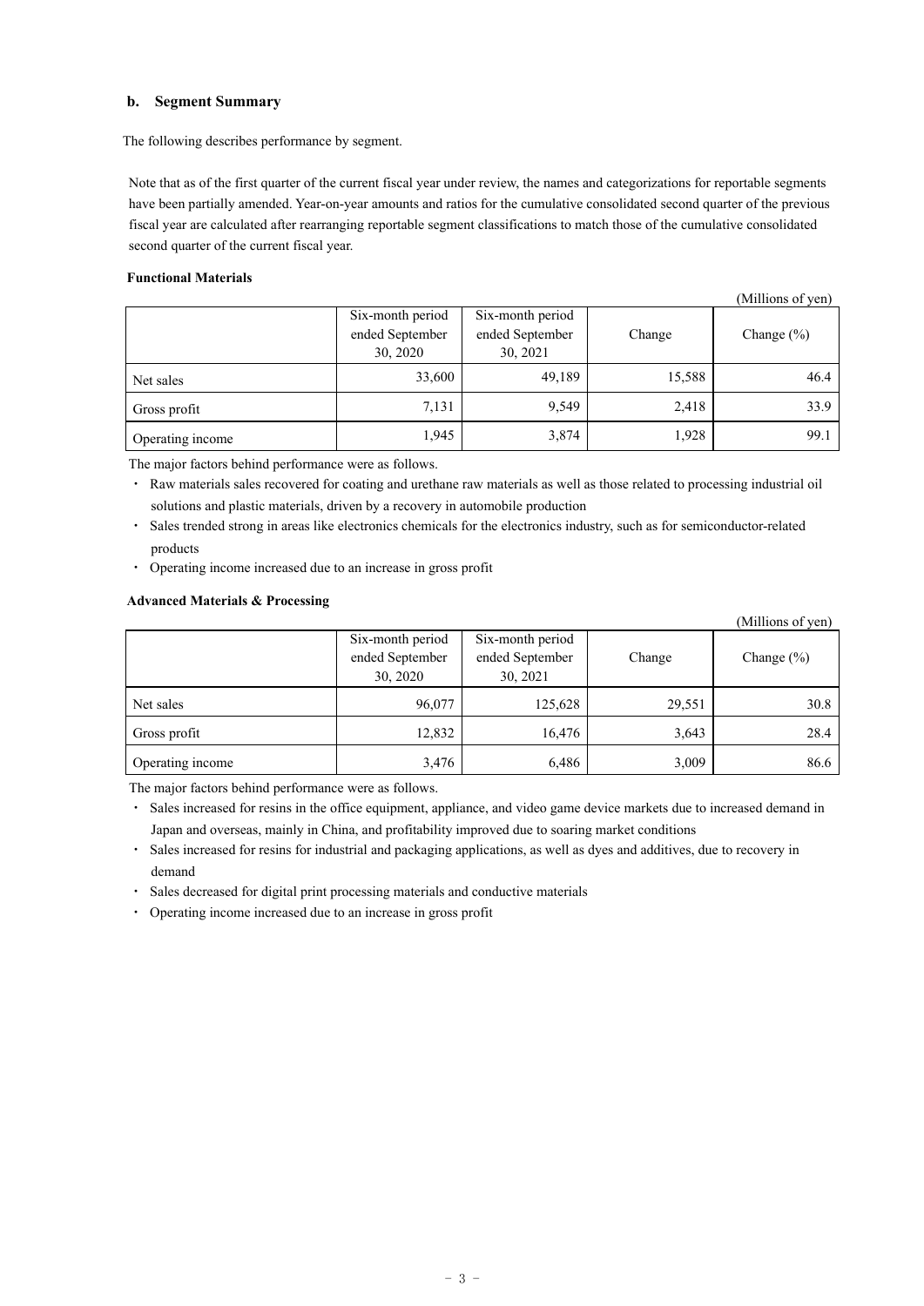### b. Segment Summary

The following describes performance by segment.

Note that as of the first quarter of the current fiscal year under review, the names and categorizations for reportable segments have been partially amended. Year-on-year amounts and ratios for the cumulative consolidated second quarter of the previous fiscal year are calculated after rearranging reportable segment classifications to match those of the cumulative consolidated second quarter of the current fiscal year.

**Functional Materials**

(Millions of yen)

| | Six-month period ended September 30, 2020 | Six-month period ended September 30, 2021 | Change | Change (%) |
|---|---|---|---|---|
| Net sales | 33,600 | 49,189 | 15,588 | 46.4 |
| Gross profit | 7,131 | 9,549 | 2,418 | 33.9 |
| Operating income | 1,945 | 3,874 | 1,928 | 99.1 |

The major factors behind performance were as follows.

- Raw materials sales recovered for coating and urethane raw materials as well as those related to processing industrial oil solutions and plastic materials, driven by a recovery in automobile production
- Sales trended strong in areas like electronics chemicals for the electronics industry, such as for semiconductor-related products
- Operating income increased due to an increase in gross profit

**Advanced Materials & Processing**

(Millions of yen)

| | Six-month period ended September 30, 2020 | Six-month period ended September 30, 2021 | Change | Change (%) |
|---|---|---|---|---|
| Net sales | 96,077 | 125,628 | 29,551 | 30.8 |
| Gross profit | 12,832 | 16,476 | 3,643 | 28.4 |
| Operating income | 3,476 | 6,486 | 3,009 | 86.6 |

The major factors behind performance were as follows.

- Sales increased for resins in the office equipment, appliance, and video game device markets due to increased demand in Japan and overseas, mainly in China, and profitability improved due to soaring market conditions
- Sales increased for resins for industrial and packaging applications, as well as dyes and additives, due to recovery in demand
- Sales decreased for digital print processing materials and conductive materials
- Operating income increased due to an increase in gross profit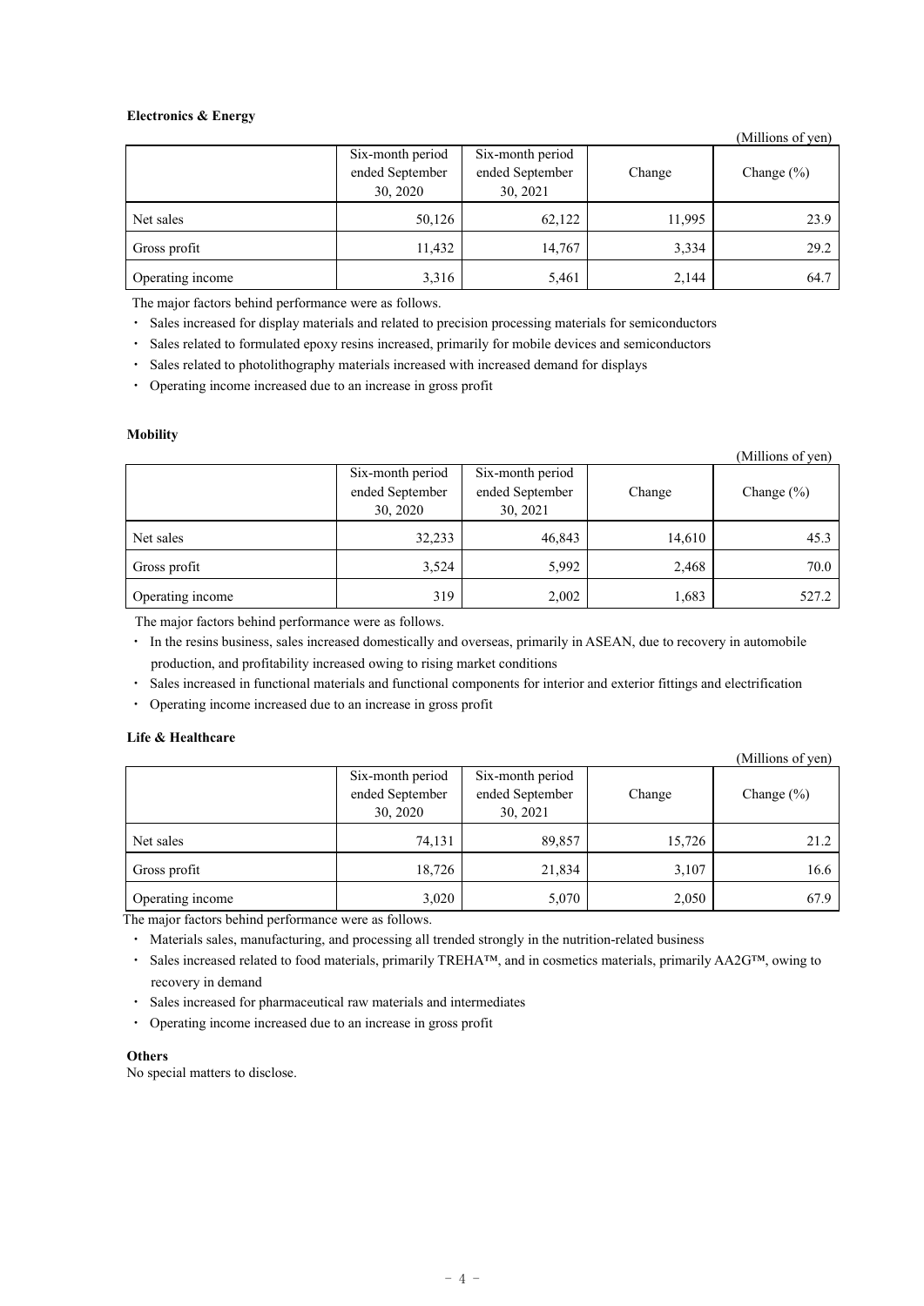**Electronics & Energy**

(Millions of yen)

| | Six-month period ended September 30, 2020 | Six-month period ended September 30, 2021 | Change | Change (%) |
|---|---|---|---|---|
| Net sales | 50,126 | 62,122 | 11,995 | 23.9 |
| Gross profit | 11,432 | 14,767 | 3,334 | 29.2 |
| Operating income | 3,316 | 5,461 | 2,144 | 64.7 |

The major factors behind performance were as follows.

- Sales increased for display materials and related to precision processing materials for semiconductors
- Sales related to formulated epoxy resins increased, primarily for mobile devices and semiconductors
- Sales related to photolithography materials increased with increased demand for displays
- Operating income increased due to an increase in gross profit

**Mobility**

(Millions of yen)

| | Six-month period ended September 30, 2020 | Six-month period ended September 30, 2021 | Change | Change (%) |
|---|---|---|---|---|
| Net sales | 32,233 | 46,843 | 14,610 | 45.3 |
| Gross profit | 3,524 | 5,992 | 2,468 | 70.0 |
| Operating income | 319 | 2,002 | 1,683 | 527.2 |

The major factors behind performance were as follows.

- In the resins business, sales increased domestically and overseas, primarily in ASEAN, due to recovery in automobile production, and profitability increased owing to rising market conditions
- Sales increased in functional materials and functional components for interior and exterior fittings and electrification
- Operating income increased due to an increase in gross profit

**Life & Healthcare**

(Millions of yen)

| | Six-month period ended September 30, 2020 | Six-month period ended September 30, 2021 | Change | Change (%) |
|---|---|---|---|---|
| Net sales | 74,131 | 89,857 | 15,726 | 21.2 |
| Gross profit | 18,726 | 21,834 | 3,107 | 16.6 |
| Operating income | 3,020 | 5,070 | 2,050 | 67.9 |

The major factors behind performance were as follows.

- Materials sales, manufacturing, and processing all trended strongly in the nutrition-related business
- Sales increased related to food materials, primarily TREHA™, and in cosmetics materials, primarily AA2G™, owing to recovery in demand
- Sales increased for pharmaceutical raw materials and intermediates
- Operating income increased due to an increase in gross profit

**Others**

No special matters to disclose.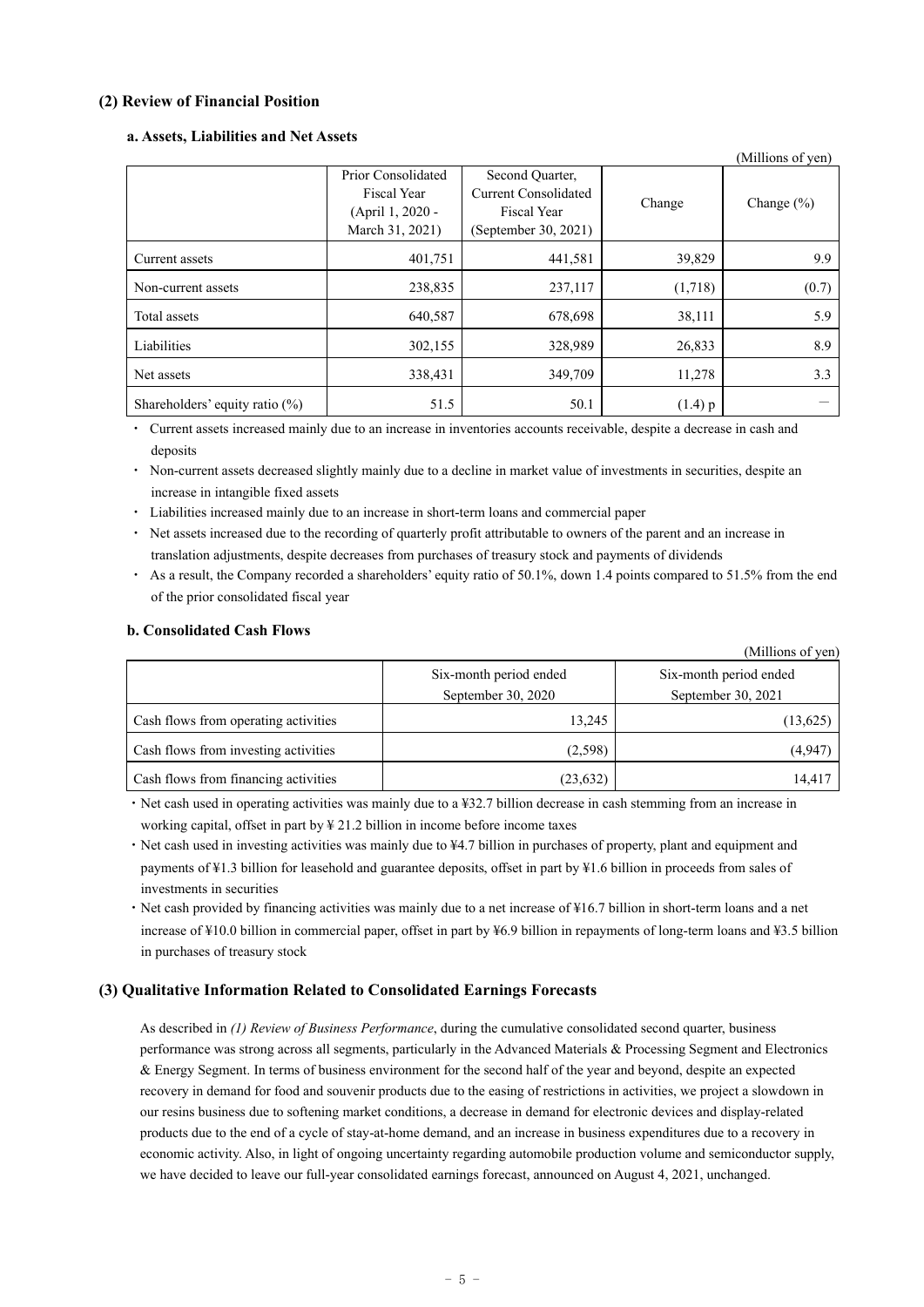## (2) Review of Financial Position

### a. Assets, Liabilities and Net Assets

(Millions of yen)

| | Prior Consolidated Fiscal Year (April 1, 2020 - March 31, 2021) | Second Quarter, Current Consolidated Fiscal Year (September 30, 2021) | Change | Change (%) |
|---|---|---|---|---|
| Current assets | 401,751 | 441,581 | 39,829 | 9.9 |
| Non-current assets | 238,835 | 237,117 | (1,718) | (0.7) |
| Total assets | 640,587 | 678,698 | 38,111 | 5.9 |
| Liabilities | 302,155 | 328,989 | 26,833 | 8.9 |
| Net assets | 338,431 | 349,709 | 11,278 | 3.3 |
| Shareholders' equity ratio (%) | 51.5 | 50.1 | (1.4) p | — |

- Current assets increased mainly due to an increase in inventories accounts receivable, despite a decrease in cash and deposits
- Non-current assets decreased slightly mainly due to a decline in market value of investments in securities, despite an increase in intangible fixed assets
- Liabilities increased mainly due to an increase in short-term loans and commercial paper
- Net assets increased due to the recording of quarterly profit attributable to owners of the parent and an increase in translation adjustments, despite decreases from purchases of treasury stock and payments of dividends
- As a result, the Company recorded a shareholders' equity ratio of 50.1%, down 1.4 points compared to 51.5% from the end of the prior consolidated fiscal year

### b. Consolidated Cash Flows

(Millions of yen)

| | Six-month period ended September 30, 2020 | Six-month period ended September 30, 2021 |
|---|---|---|
| Cash flows from operating activities | 13,245 | (13,625) |
| Cash flows from investing activities | (2,598) | (4,947) |
| Cash flows from financing activities | (23,632) | 14,417 |

- Net cash used in operating activities was mainly due to a ¥32.7 billion decrease in cash stemming from an increase in working capital, offset in part by ¥ 21.2 billion in income before income taxes
- Net cash used in investing activities was mainly due to ¥4.7 billion in purchases of property, plant and equipment and payments of ¥1.3 billion for leasehold and guarantee deposits, offset in part by ¥1.6 billion in proceeds from sales of investments in securities
- Net cash provided by financing activities was mainly due to a net increase of ¥16.7 billion in short-term loans and a net increase of ¥10.0 billion in commercial paper, offset in part by ¥6.9 billion in repayments of long-term loans and ¥3.5 billion in purchases of treasury stock

## (3) Qualitative Information Related to Consolidated Earnings Forecasts

As described in *(1) Review of Business Performance*, during the cumulative consolidated second quarter, business performance was strong across all segments, particularly in the Advanced Materials & Processing Segment and Electronics & Energy Segment. In terms of business environment for the second half of the year and beyond, despite an expected recovery in demand for food and souvenir products due to the easing of restrictions in activities, we project a slowdown in our resins business due to softening market conditions, a decrease in demand for electronic devices and display-related products due to the end of a cycle of stay-at-home demand, and an increase in business expenditures due to a recovery in economic activity. Also, in light of ongoing uncertainty regarding automobile production volume and semiconductor supply, we have decided to leave our full-year consolidated earnings forecast, announced on August 4, 2021, unchanged.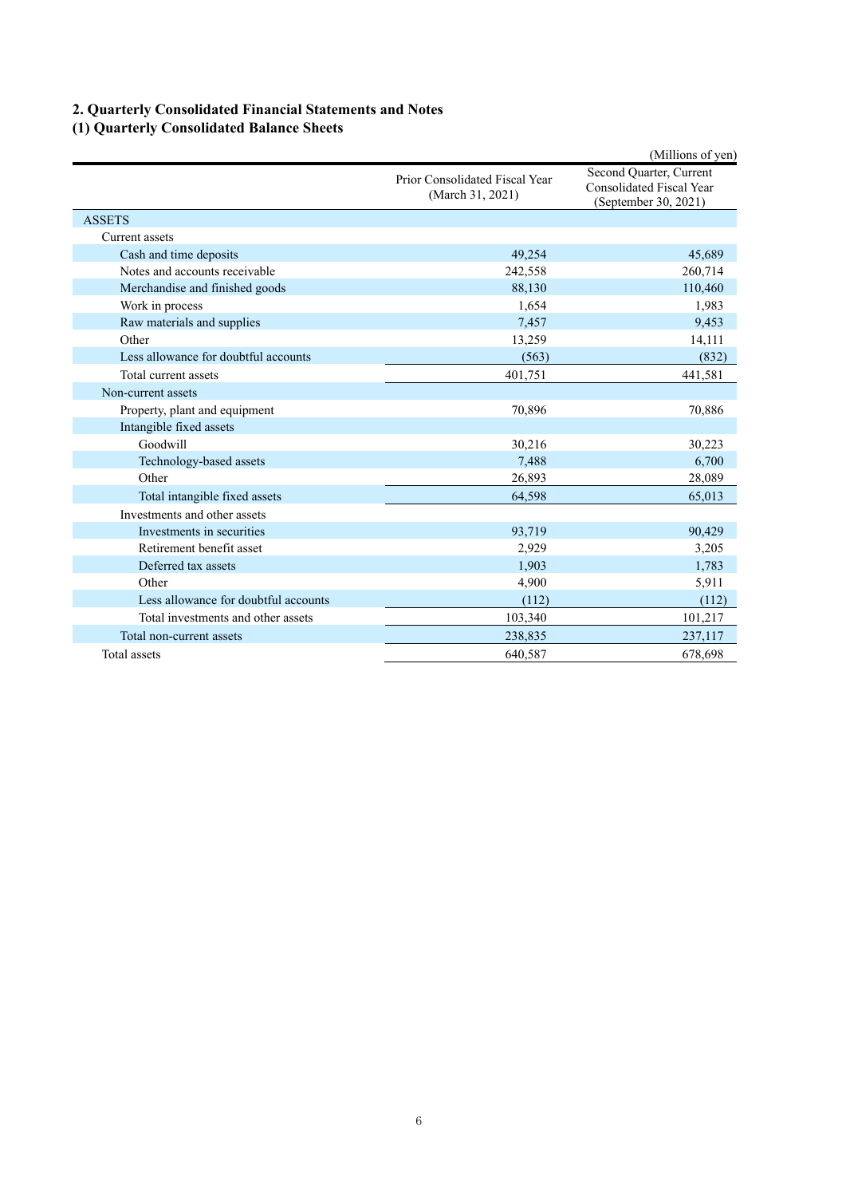## 2. Quarterly Consolidated Financial Statements and Notes

### (1) Quarterly Consolidated Balance Sheets

(Millions of yen)

| | Prior Consolidated Fiscal Year (March 31, 2021) | Second Quarter, Current Consolidated Fiscal Year (September 30, 2021) |
|---|---|---|
| ASSETS | | |
| Current assets | | |
| Cash and time deposits | 49,254 | 45,689 |
| Notes and accounts receivable | 242,558 | 260,714 |
| Merchandise and finished goods | 88,130 | 110,460 |
| Work in process | 1,654 | 1,983 |
| Raw materials and supplies | 7,457 | 9,453 |
| Other | 13,259 | 14,111 |
| Less allowance for doubtful accounts | (563) | (832) |
| Total current assets | 401,751 | 441,581 |
| Non-current assets | | |
| Property, plant and equipment | 70,896 | 70,886 |
| Intangible fixed assets | | |
| Goodwill | 30,216 | 30,223 |
| Technology-based assets | 7,488 | 6,700 |
| Other | 26,893 | 28,089 |
| Total intangible fixed assets | 64,598 | 65,013 |
| Investments and other assets | | |
| Investments in securities | 93,719 | 90,429 |
| Retirement benefit asset | 2,929 | 3,205 |
| Deferred tax assets | 1,903 | 1,783 |
| Other | 4,900 | 5,911 |
| Less allowance for doubtful accounts | (112) | (112) |
| Total investments and other assets | 103,340 | 101,217 |
| Total non-current assets | 238,835 | 237,117 |
| Total assets | 640,587 | 678,698 |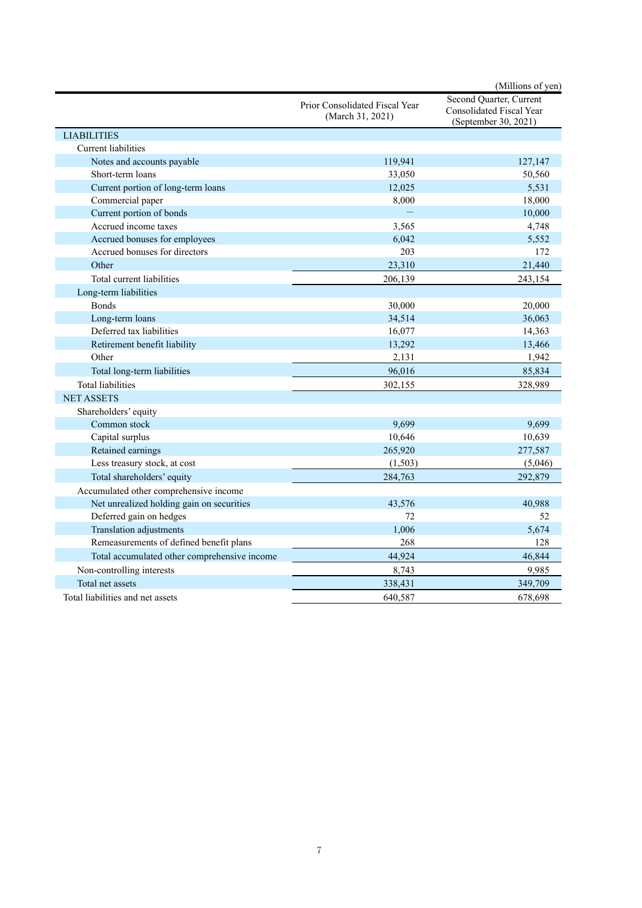(Millions of yen)

| | Prior Consolidated Fiscal Year (March 31, 2021) | Second Quarter, Current Consolidated Fiscal Year (September 30, 2021) |
|---|---|---|
| LIABILITIES | | |
| Current liabilities | | |
| Notes and accounts payable | 119,941 | 127,147 |
| Short-term loans | 33,050 | 50,560 |
| Current portion of long-term loans | 12,025 | 5,531 |
| Commercial paper | 8,000 | 18,000 |
| Current portion of bonds | ― | 10,000 |
| Accrued income taxes | 3,565 | 4,748 |
| Accrued bonuses for employees | 6,042 | 5,552 |
| Accrued bonuses for directors | 203 | 172 |
| Other | 23,310 | 21,440 |
| Total current liabilities | 206,139 | 243,154 |
| Long-term liabilities | | |
| Bonds | 30,000 | 20,000 |
| Long-term loans | 34,514 | 36,063 |
| Deferred tax liabilities | 16,077 | 14,363 |
| Retirement benefit liability | 13,292 | 13,466 |
| Other | 2,131 | 1,942 |
| Total long-term liabilities | 96,016 | 85,834 |
| Total liabilities | 302,155 | 328,989 |
| NET ASSETS | | |
| Shareholders' equity | | |
| Common stock | 9,699 | 9,699 |
| Capital surplus | 10,646 | 10,639 |
| Retained earnings | 265,920 | 277,587 |
| Less treasury stock, at cost | (1,503) | (5,046) |
| Total shareholders' equity | 284,763 | 292,879 |
| Accumulated other comprehensive income | | |
| Net unrealized holding gain on securities | 43,576 | 40,988 |
| Deferred gain on hedges | 72 | 52 |
| Translation adjustments | 1,006 | 5,674 |
| Remeasurements of defined benefit plans | 268 | 128 |
| Total accumulated other comprehensive income | 44,924 | 46,844 |
| Non-controlling interests | 8,743 | 9,985 |
| Total net assets | 338,431 | 349,709 |
| Total liabilities and net assets | 640,587 | 678,698 |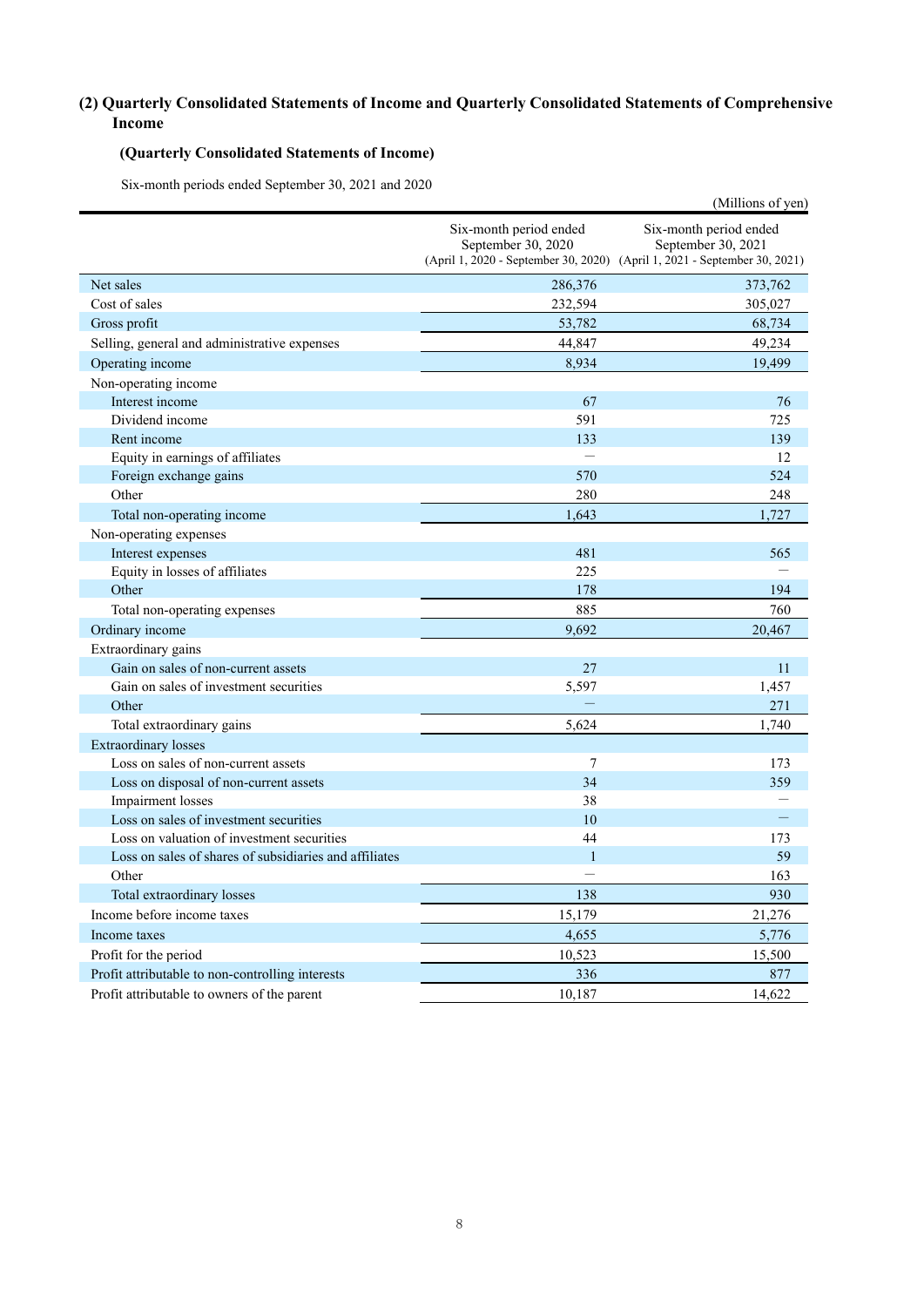## (2) Quarterly Consolidated Statements of Income and Quarterly Consolidated Statements of Comprehensive Income

### (Quarterly Consolidated Statements of Income)

Six-month periods ended September 30, 2021 and 2020

(Millions of yen)

| | Six-month period ended September 30, 2020 (April 1, 2020 - September 30, 2020) | Six-month period ended September 30, 2021 (April 1, 2021 - September 30, 2021) |
|---|---|---|
| Net sales | 286,376 | 373,762 |
| Cost of sales | 232,594 | 305,027 |
| Gross profit | 53,782 | 68,734 |
| Selling, general and administrative expenses | 44,847 | 49,234 |
| Operating income | 8,934 | 19,499 |
| Non-operating income | | |
| Interest income | 67 | 76 |
| Dividend income | 591 | 725 |
| Rent income | 133 | 139 |
| Equity in earnings of affiliates | — | 12 |
| Foreign exchange gains | 570 | 524 |
| Other | 280 | 248 |
| Total non-operating income | 1,643 | 1,727 |
| Non-operating expenses | | |
| Interest expenses | 481 | 565 |
| Equity in losses of affiliates | 225 | — |
| Other | 178 | 194 |
| Total non-operating expenses | 885 | 760 |
| Ordinary income | 9,692 | 20,467 |
| Extraordinary gains | | |
| Gain on sales of non-current assets | 27 | 11 |
| Gain on sales of investment securities | 5,597 | 1,457 |
| Other | — | 271 |
| Total extraordinary gains | 5,624 | 1,740 |
| Extraordinary losses | | |
| Loss on sales of non-current assets | 7 | 173 |
| Loss on disposal of non-current assets | 34 | 359 |
| Impairment losses | 38 | — |
| Loss on sales of investment securities | 10 | — |
| Loss on valuation of investment securities | 44 | 173 |
| Loss on sales of shares of subsidiaries and affiliates | 1 | 59 |
| Other | — | 163 |
| Total extraordinary losses | 138 | 930 |
| Income before income taxes | 15,179 | 21,276 |
| Income taxes | 4,655 | 5,776 |
| Profit for the period | 10,523 | 15,500 |
| Profit attributable to non-controlling interests | 336 | 877 |
| Profit attributable to owners of the parent | 10,187 | 14,622 |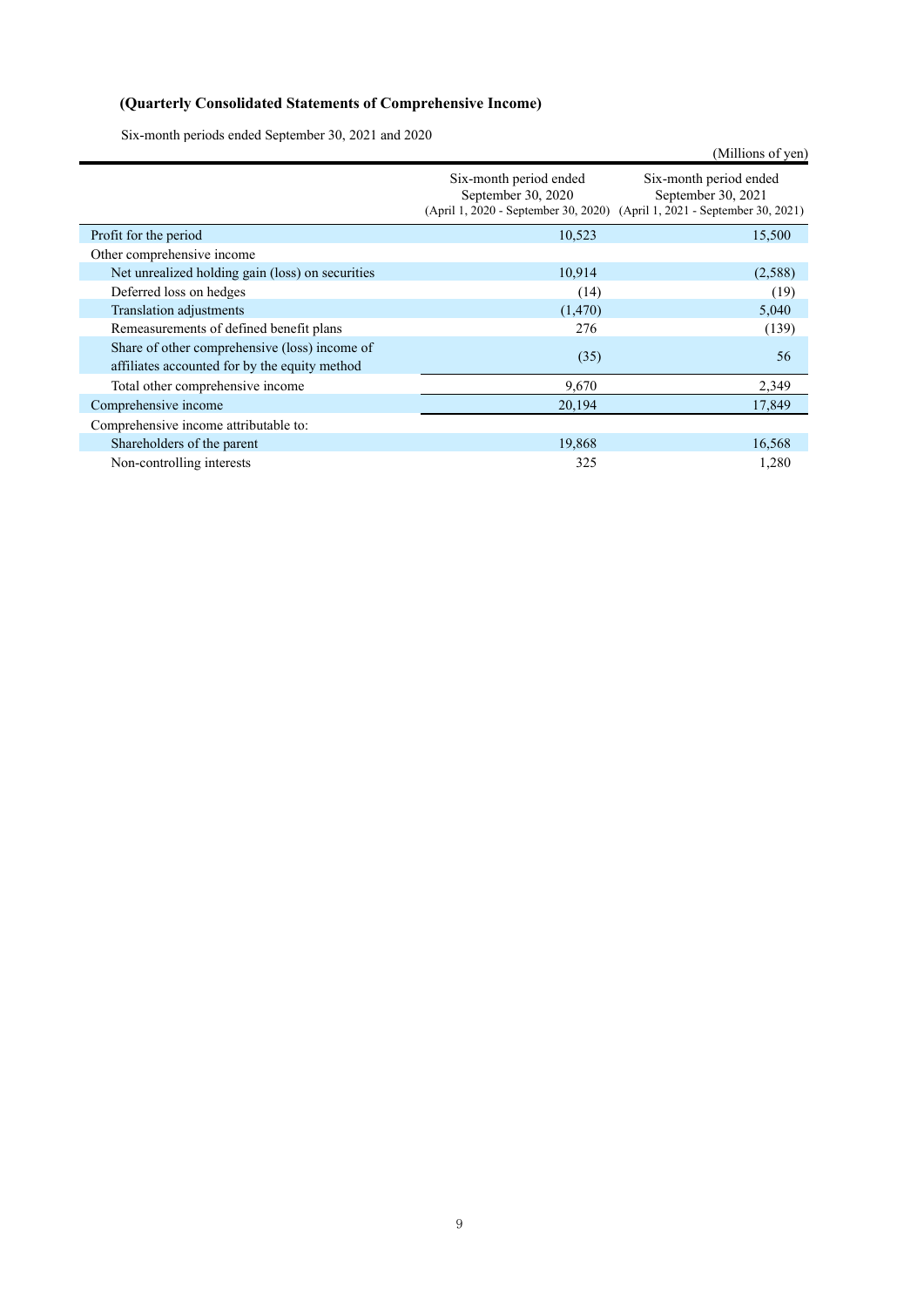### (Quarterly Consolidated Statements of Comprehensive Income)

Six-month periods ended September 30, 2021 and 2020

(Millions of yen)

| | Six-month period ended September 30, 2020 (April 1, 2020 - September 30, 2020) | Six-month period ended September 30, 2021 (April 1, 2021 - September 30, 2021) |
|---|---|---|
| Profit for the period | 10,523 | 15,500 |
| Other comprehensive income | | |
| Net unrealized holding gain (loss) on securities | 10,914 | (2,588) |
| Deferred loss on hedges | (14) | (19) |
| Translation adjustments | (1,470) | 5,040 |
| Remeasurements of defined benefit plans | 276 | (139) |
| Share of other comprehensive (loss) income of affiliates accounted for by the equity method | (35) | 56 |
| Total other comprehensive income | 9,670 | 2,349 |
| Comprehensive income | 20,194 | 17,849 |
| Comprehensive income attributable to: | | |
| Shareholders of the parent | 19,868 | 16,568 |
| Non-controlling interests | 325 | 1,280 |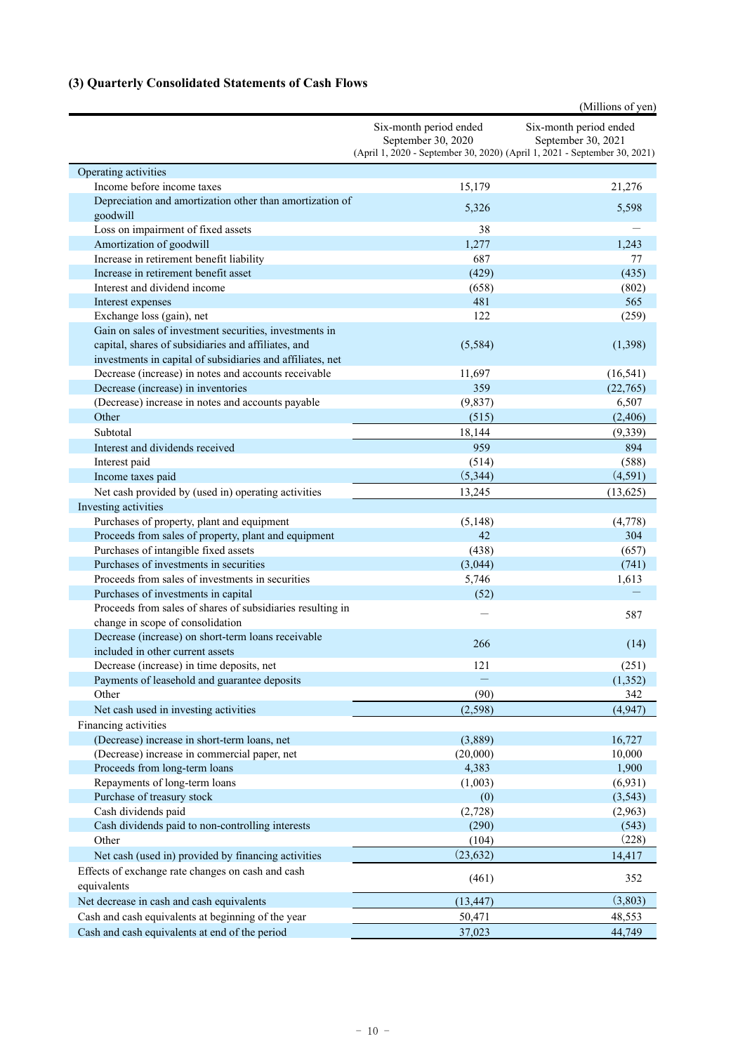### (3) Quarterly Consolidated Statements of Cash Flows

(Millions of yen)

| | Six-month period ended September 30, 2020 (April 1, 2020 - September 30, 2020) | Six-month period ended September 30, 2021 (April 1, 2021 - September 30, 2021) |
|---|---|---|
| Operating activities | | |
| Income before income taxes | 15,179 | 21,276 |
| Depreciation and amortization other than amortization of goodwill | 5,326 | 5,598 |
| Loss on impairment of fixed assets | 38 | — |
| Amortization of goodwill | 1,277 | 1,243 |
| Increase in retirement benefit liability | 687 | 77 |
| Increase in retirement benefit asset | (429) | (435) |
| Interest and dividend income | (658) | (802) |
| Interest expenses | 481 | 565 |
| Exchange loss (gain), net | 122 | (259) |
| Gain on sales of investment securities, investments in capital, shares of subsidiaries and affiliates, and investments in capital of subsidiaries and affiliates, net | (5,584) | (1,398) |
| Decrease (increase) in notes and accounts receivable | 11,697 | (16,541) |
| Decrease (increase) in inventories | 359 | (22,765) |
| (Decrease) increase in notes and accounts payable | (9,837) | 6,507 |
| Other | (515) | (2,406) |
| Subtotal | 18,144 | (9,339) |
| Interest and dividends received | 959 | 894 |
| Interest paid | (514) | (588) |
| Income taxes paid | (5,344) | (4,591) |
| Net cash provided by (used in) operating activities | 13,245 | (13,625) |
| Investing activities | | |
| Purchases of property, plant and equipment | (5,148) | (4,778) |
| Proceeds from sales of property, plant and equipment | 42 | 304 |
| Purchases of intangible fixed assets | (438) | (657) |
| Purchases of investments in securities | (3,044) | (741) |
| Proceeds from sales of investments in securities | 5,746 | 1,613 |
| Purchases of investments in capital | (52) | — |
| Proceeds from sales of shares of subsidiaries resulting in change in scope of consolidation | — | 587 |
| Decrease (increase) on short-term loans receivable included in other current assets | 266 | (14) |
| Decrease (increase) in time deposits, net | 121 | (251) |
| Payments of leasehold and guarantee deposits | — | (1,352) |
| Other | (90) | 342 |
| Net cash used in investing activities | (2,598) | (4,947) |
| Financing activities | | |
| (Decrease) increase in short-term loans, net | (3,889) | 16,727 |
| (Decrease) increase in commercial paper, net | (20,000) | 10,000 |
| Proceeds from long-term loans | 4,383 | 1,900 |
| Repayments of long-term loans | (1,003) | (6,931) |
| Purchase of treasury stock | (0) | (3,543) |
| Cash dividends paid | (2,728) | (2,963) |
| Cash dividends paid to non-controlling interests | (290) | (543) |
| Other | (104) | (228) |
| Net cash (used in) provided by financing activities | (23,632) | 14,417 |
| Effects of exchange rate changes on cash and cash equivalents | (461) | 352 |
| Net decrease in cash and cash equivalents | (13,447) | (3,803) |
| Cash and cash equivalents at beginning of the year | 50,471 | 48,553 |
| Cash and cash equivalents at end of the period | 37,023 | 44,749 |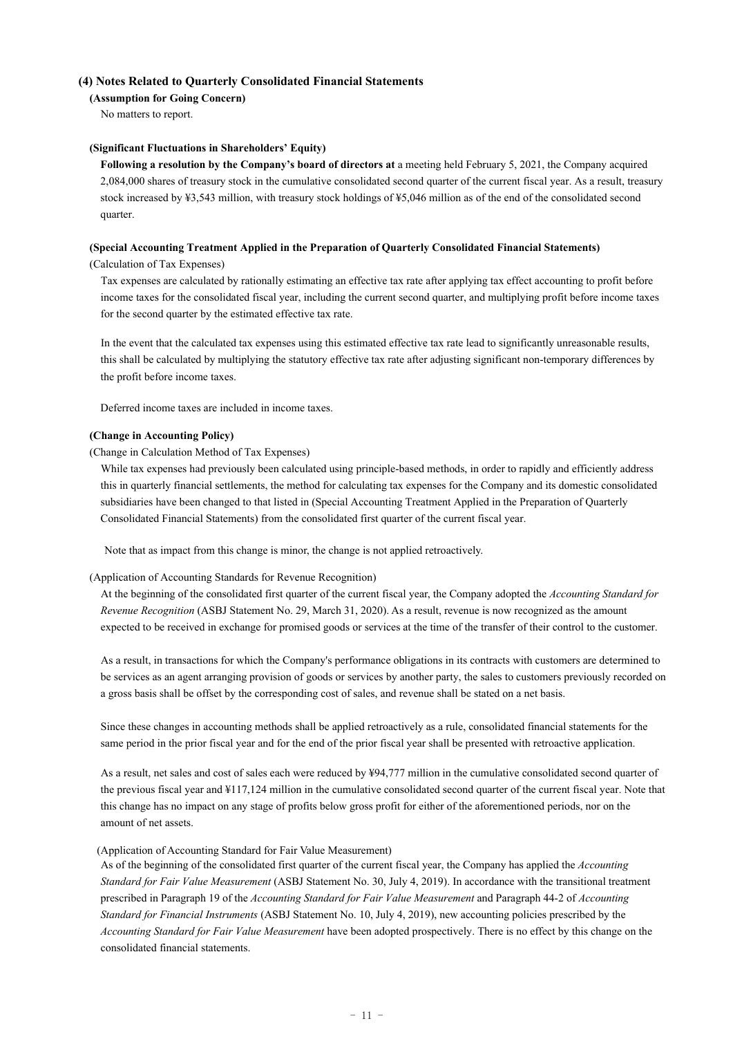## (4) Notes Related to Quarterly Consolidated Financial Statements

**(Assumption for Going Concern)**

No matters to report.

**(Significant Fluctuations in Shareholders' Equity)**

**Following a resolution by the Company's board of directors at** a meeting held February 5, 2021, the Company acquired 2,084,000 shares of treasury stock in the cumulative consolidated second quarter of the current fiscal year. As a result, treasury stock increased by ¥3,543 million, with treasury stock holdings of ¥5,046 million as of the end of the consolidated second quarter.

**(Special Accounting Treatment Applied in the Preparation of Quarterly Consolidated Financial Statements)**

(Calculation of Tax Expenses)

Tax expenses are calculated by rationally estimating an effective tax rate after applying tax effect accounting to profit before income taxes for the consolidated fiscal year, including the current second quarter, and multiplying profit before income taxes for the second quarter by the estimated effective tax rate.

In the event that the calculated tax expenses using this estimated effective tax rate lead to significantly unreasonable results, this shall be calculated by multiplying the statutory effective tax rate after adjusting significant non-temporary differences by the profit before income taxes.

Deferred income taxes are included in income taxes.

**(Change in Accounting Policy)**

(Change in Calculation Method of Tax Expenses)

While tax expenses had previously been calculated using principle-based methods, in order to rapidly and efficiently address this in quarterly financial settlements, the method for calculating tax expenses for the Company and its domestic consolidated subsidiaries have been changed to that listed in (Special Accounting Treatment Applied in the Preparation of Quarterly Consolidated Financial Statements) from the consolidated first quarter of the current fiscal year.

Note that as impact from this change is minor, the change is not applied retroactively.

(Application of Accounting Standards for Revenue Recognition)

At the beginning of the consolidated first quarter of the current fiscal year, the Company adopted the *Accounting Standard for Revenue Recognition* (ASBJ Statement No. 29, March 31, 2020). As a result, revenue is now recognized as the amount expected to be received in exchange for promised goods or services at the time of the transfer of their control to the customer.

As a result, in transactions for which the Company's performance obligations in its contracts with customers are determined to be services as an agent arranging provision of goods or services by another party, the sales to customers previously recorded on a gross basis shall be offset by the corresponding cost of sales, and revenue shall be stated on a net basis.

Since these changes in accounting methods shall be applied retroactively as a rule, consolidated financial statements for the same period in the prior fiscal year and for the end of the prior fiscal year shall be presented with retroactive application.

As a result, net sales and cost of sales each were reduced by ¥94,777 million in the cumulative consolidated second quarter of the previous fiscal year and ¥117,124 million in the cumulative consolidated second quarter of the current fiscal year. Note that this change has no impact on any stage of profits below gross profit for either of the aforementioned periods, nor on the amount of net assets.

(Application of Accounting Standard for Fair Value Measurement)

As of the beginning of the consolidated first quarter of the current fiscal year, the Company has applied the *Accounting Standard for Fair Value Measurement* (ASBJ Statement No. 30, July 4, 2019). In accordance with the transitional treatment prescribed in Paragraph 19 of the *Accounting Standard for Fair Value Measurement* and Paragraph 44-2 of *Accounting Standard for Financial Instruments* (ASBJ Statement No. 10, July 4, 2019), new accounting policies prescribed by the *Accounting Standard for Fair Value Measurement* have been adopted prospectively. There is no effect by this change on the consolidated financial statements.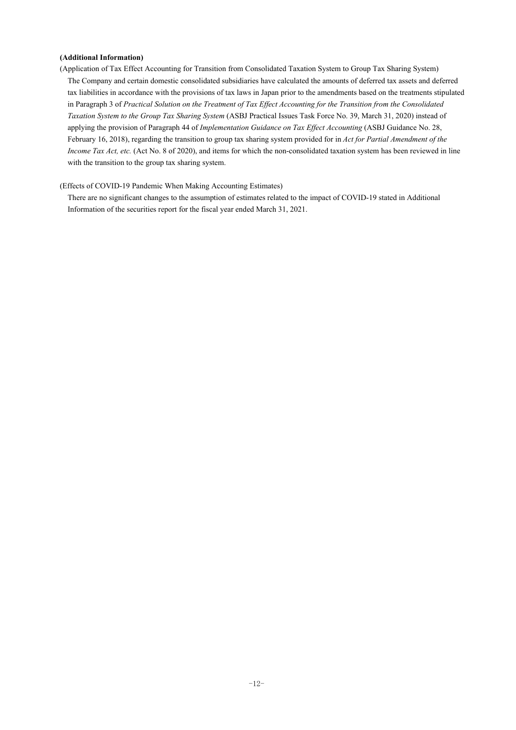**(Additional Information)**

(Application of Tax Effect Accounting for Transition from Consolidated Taxation System to Group Tax Sharing System)

The Company and certain domestic consolidated subsidiaries have calculated the amounts of deferred tax assets and deferred tax liabilities in accordance with the provisions of tax laws in Japan prior to the amendments based on the treatments stipulated in Paragraph 3 of *Practical Solution on the Treatment of Tax Effect Accounting for the Transition from the Consolidated Taxation System to the Group Tax Sharing System* (ASBJ Practical Issues Task Force No. 39, March 31, 2020) instead of applying the provision of Paragraph 44 of *Implementation Guidance on Tax Effect Accounting* (ASBJ Guidance No. 28, February 16, 2018), regarding the transition to group tax sharing system provided for in *Act for Partial Amendment of the Income Tax Act, etc.* (Act No. 8 of 2020), and items for which the non-consolidated taxation system has been reviewed in line with the transition to the group tax sharing system.

(Effects of COVID-19 Pandemic When Making Accounting Estimates)

There are no significant changes to the assumption of estimates related to the impact of COVID-19 stated in Additional Information of the securities report for the fiscal year ended March 31, 2021.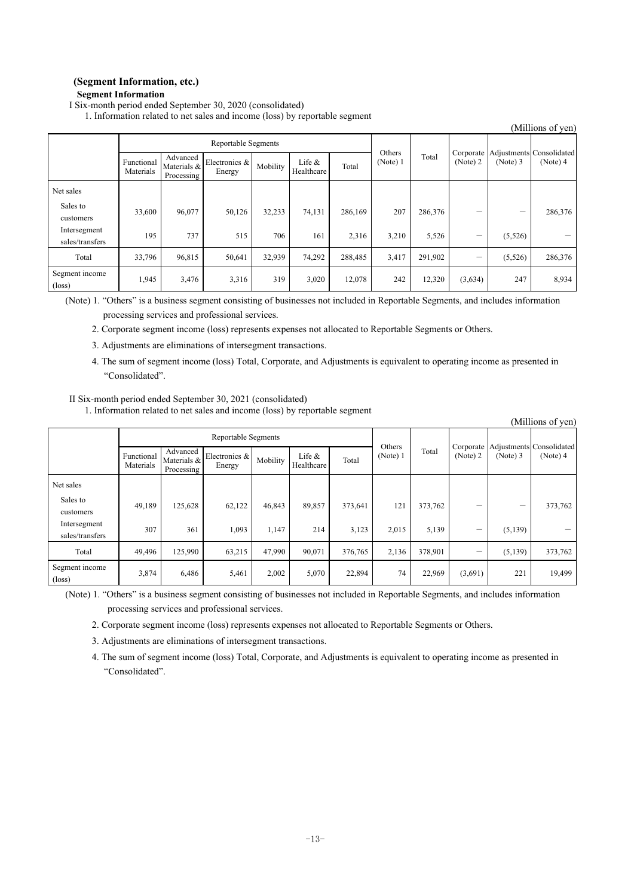### (Segment Information, etc.)

#### Segment Information

I Six-month period ended September 30, 2020 (consolidated)

1. Information related to net sales and income (loss) by reportable segment

(Millions of yen)

| | Reportable Segments | | | | | | Others (Note) 1 | Total | Corporate (Note) 2 | Adjustments (Note) 3 | Consolidated (Note) 4 |
|---|---|---|---|---|---|---|---|---|---|---|---|
| | Functional Materials | Advanced Materials & Processing | Electronics & Energy | Mobility | Life & Healthcare | Total | | | | | |
| Net sales | | | | | | | | | | | |
| Sales to customers | 33,600 | 96,077 | 50,126 | 32,233 | 74,131 | 286,169 | 207 | 286,376 | － | － | 286,376 |
| Intersegment sales/transfers | 195 | 737 | 515 | 706 | 161 | 2,316 | 3,210 | 5,526 | － | (5,526) | － |
| Total | 33,796 | 96,815 | 50,641 | 32,939 | 74,292 | 288,485 | 3,417 | 291,902 | － | (5,526) | 286,376 |
| Segment income (loss) | 1,945 | 3,476 | 3,316 | 319 | 3,020 | 12,078 | 242 | 12,320 | (3,634) | 247 | 8,934 |

(Note) 1. "Others" is a business segment consisting of businesses not included in Reportable Segments, and includes information processing services and professional services.

2. Corporate segment income (loss) represents expenses not allocated to Reportable Segments or Others.

3. Adjustments are eliminations of intersegment transactions.

4. The sum of segment income (loss) Total, Corporate, and Adjustments is equivalent to operating income as presented in "Consolidated".

II Six-month period ended September 30, 2021 (consolidated)

1. Information related to net sales and income (loss) by reportable segment

(Millions of yen)

| | Reportable Segments | | | | | | Others (Note) 1 | Total | Corporate (Note) 2 | Adjustments (Note) 3 | Consolidated (Note) 4 |
|---|---|---|---|---|---|---|---|---|---|---|---|
| | Functional Materials | Advanced Materials & Processing | Electronics & Energy | Mobility | Life & Healthcare | Total | | | | | |
| Net sales | | | | | | | | | | | |
| Sales to customers | 49,189 | 125,628 | 62,122 | 46,843 | 89,857 | 373,641 | 121 | 373,762 | － | － | 373,762 |
| Intersegment sales/transfers | 307 | 361 | 1,093 | 1,147 | 214 | 3,123 | 2,015 | 5,139 | － | (5,139) | － |
| Total | 49,496 | 125,990 | 63,215 | 47,990 | 90,071 | 376,765 | 2,136 | 378,901 | － | (5,139) | 373,762 |
| Segment income (loss) | 3,874 | 6,486 | 5,461 | 2,002 | 5,070 | 22,894 | 74 | 22,969 | (3,691) | 221 | 19,499 |

(Note) 1. "Others" is a business segment consisting of businesses not included in Reportable Segments, and includes information processing services and professional services.

2. Corporate segment income (loss) represents expenses not allocated to Reportable Segments or Others.

3. Adjustments are eliminations of intersegment transactions.

4. The sum of segment income (loss) Total, Corporate, and Adjustments is equivalent to operating income as presented in "Consolidated".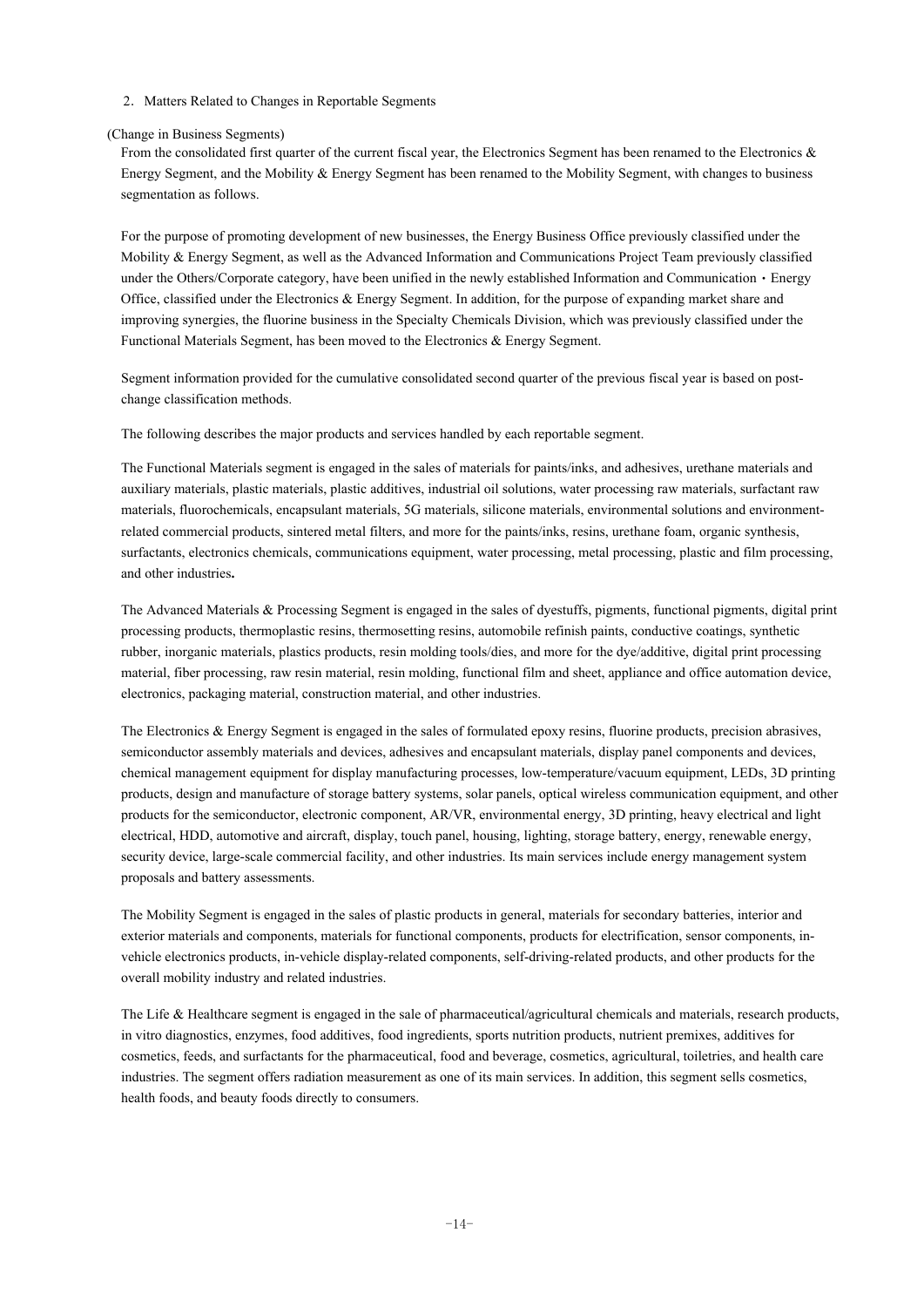2. Matters Related to Changes in Reportable Segments

(Change in Business Segments)

From the consolidated first quarter of the current fiscal year, the Electronics Segment has been renamed to the Electronics & Energy Segment, and the Mobility & Energy Segment has been renamed to the Mobility Segment, with changes to business segmentation as follows.

For the purpose of promoting development of new businesses, the Energy Business Office previously classified under the Mobility & Energy Segment, as well as the Advanced Information and Communications Project Team previously classified under the Others/Corporate category, have been unified in the newly established Information and Communication・Energy Office, classified under the Electronics & Energy Segment. In addition, for the purpose of expanding market share and improving synergies, the fluorine business in the Specialty Chemicals Division, which was previously classified under the Functional Materials Segment, has been moved to the Electronics & Energy Segment.

Segment information provided for the cumulative consolidated second quarter of the previous fiscal year is based on post-change classification methods.

The following describes the major products and services handled by each reportable segment.

The Functional Materials segment is engaged in the sales of materials for paints/inks, and adhesives, urethane materials and auxiliary materials, plastic materials, plastic additives, industrial oil solutions, water processing raw materials, surfactant raw materials, fluorochemicals, encapsulant materials, 5G materials, silicone materials, environmental solutions and environment-related commercial products, sintered metal filters, and more for the paints/inks, resins, urethane foam, organic synthesis, surfactants, electronics chemicals, communications equipment, water processing, metal processing, plastic and film processing, and other industries**.**

The Advanced Materials & Processing Segment is engaged in the sales of dyestuffs, pigments, functional pigments, digital print processing products, thermoplastic resins, thermosetting resins, automobile refinish paints, conductive coatings, synthetic rubber, inorganic materials, plastics products, resin molding tools/dies, and more for the dye/additive, digital print processing material, fiber processing, raw resin material, resin molding, functional film and sheet, appliance and office automation device, electronics, packaging material, construction material, and other industries.

The Electronics & Energy Segment is engaged in the sales of formulated epoxy resins, fluorine products, precision abrasives, semiconductor assembly materials and devices, adhesives and encapsulant materials, display panel components and devices, chemical management equipment for display manufacturing processes, low-temperature/vacuum equipment, LEDs, 3D printing products, design and manufacture of storage battery systems, solar panels, optical wireless communication equipment, and other products for the semiconductor, electronic component, AR/VR, environmental energy, 3D printing, heavy electrical and light electrical, HDD, automotive and aircraft, display, touch panel, housing, lighting, storage battery, energy, renewable energy, security device, large-scale commercial facility, and other industries. Its main services include energy management system proposals and battery assessments.

The Mobility Segment is engaged in the sales of plastic products in general, materials for secondary batteries, interior and exterior materials and components, materials for functional components, products for electrification, sensor components, in-vehicle electronics products, in-vehicle display-related components, self-driving-related products, and other products for the overall mobility industry and related industries.

The Life & Healthcare segment is engaged in the sale of pharmaceutical/agricultural chemicals and materials, research products, in vitro diagnostics, enzymes, food additives, food ingredients, sports nutrition products, nutrient premixes, additives for cosmetics, feeds, and surfactants for the pharmaceutical, food and beverage, cosmetics, agricultural, toiletries, and health care industries. The segment offers radiation measurement as one of its main services. In addition, this segment sells cosmetics, health foods, and beauty foods directly to consumers.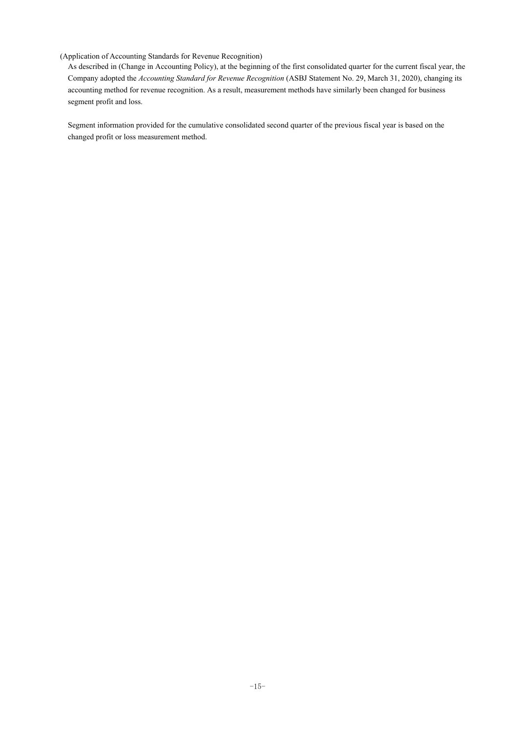(Application of Accounting Standards for Revenue Recognition)

As described in (Change in Accounting Policy), at the beginning of the first consolidated quarter for the current fiscal year, the Company adopted the *Accounting Standard for Revenue Recognition* (ASBJ Statement No. 29, March 31, 2020), changing its accounting method for revenue recognition. As a result, measurement methods have similarly been changed for business segment profit and loss.

Segment information provided for the cumulative consolidated second quarter of the previous fiscal year is based on the changed profit or loss measurement method.